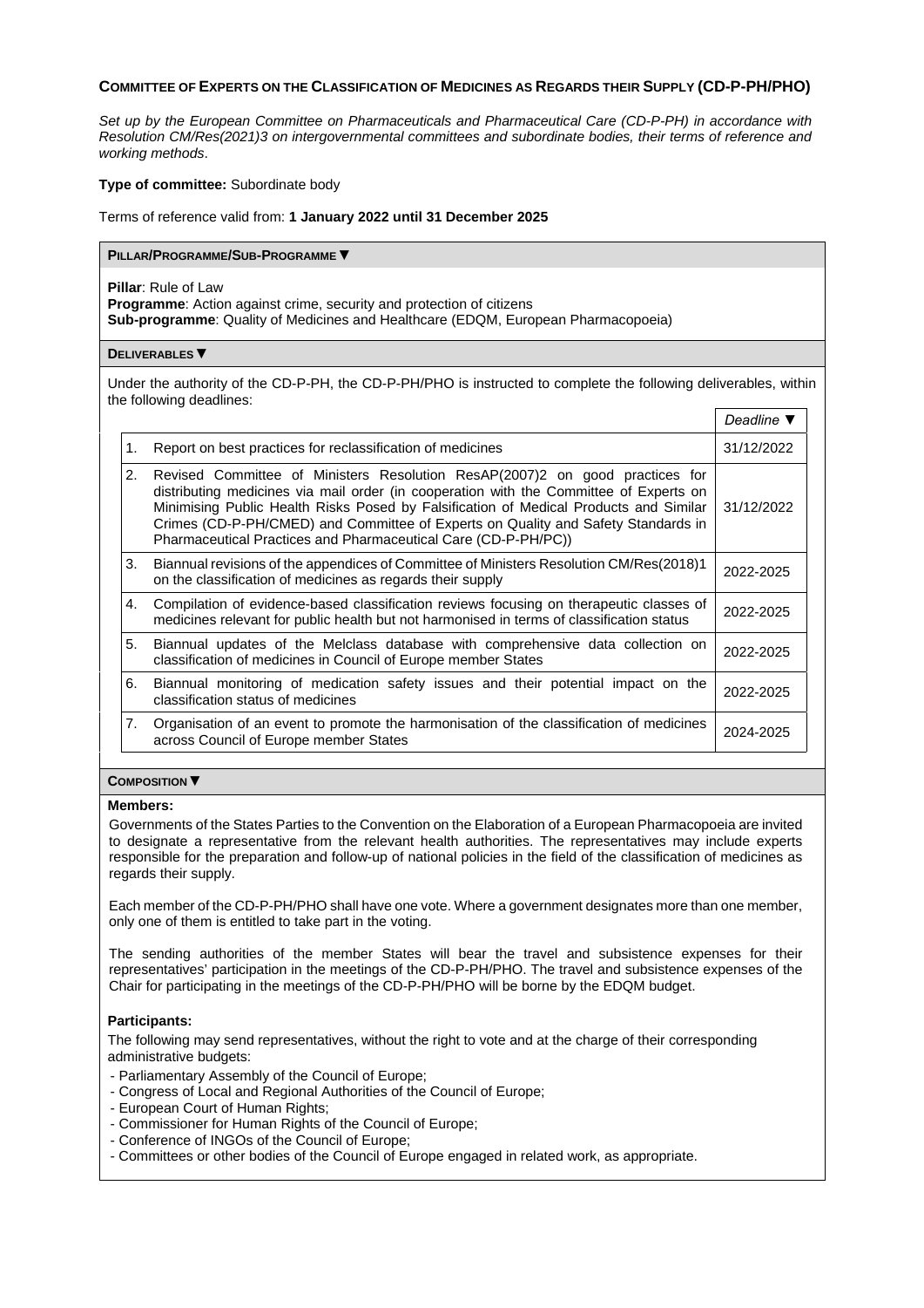# COMMITTEE OF EXPERTS ON THE CLASSIFICATION OF MEDICINES AS REGARDS THEIR SUPPLY (CD-P-PH/PHO)

*Set up by the European Committee on Pharmaceuticals and Pharmaceutical Care (CD-P-PH) in accordance with Resolution CM/Res(2021)3 on intergovernmental committees and subordinate bodies, their terms of reference and working methods*.

**Type of committee:** Subordinate body

Terms of reference valid from: **1 January 2022 until 31 December 2025**

## PILLAR/PROGRAMME/SUB-PROGRAMME ▼

**Pillar**: Rule of Law
**Programme**: Action against crime, security and protection of citizens
**Sub-programme**: Quality of Medicines and Healthcare (EDQM, European Pharmacopoeia)

## DELIVERABLES ▼

Under the authority of the CD-P-PH, the CD-P-PH/PHO is instructed to complete the following deliverables, within the following deadlines:

| | | *Deadline* ▼ |
|---|---|---|
| 1. | Report on best practices for reclassification of medicines | 31/12/2022 |
| 2. | Revised Committee of Ministers Resolution ResAP(2007)2 on good practices for distributing medicines via mail order (in cooperation with the Committee of Experts on Minimising Public Health Risks Posed by Falsification of Medical Products and Similar Crimes (CD-P-PH/CMED) and Committee of Experts on Quality and Safety Standards in Pharmaceutical Practices and Pharmaceutical Care (CD-P-PH/PC)) | 31/12/2022 |
| 3. | Biannual revisions of the appendices of Committee of Ministers Resolution CM/Res(2018)1 on the classification of medicines as regards their supply | 2022-2025 |
| 4. | Compilation of evidence-based classification reviews focusing on therapeutic classes of medicines relevant for public health but not harmonised in terms of classification status | 2022-2025 |
| 5. | Biannual updates of the Melclass database with comprehensive data collection on classification of medicines in Council of Europe member States | 2022-2025 |
| 6. | Biannual monitoring of medication safety issues and their potential impact on the classification status of medicines | 2022-2025 |
| 7. | Organisation of an event to promote the harmonisation of the classification of medicines across Council of Europe member States | 2024-2025 |

## COMPOSITION ▼

**Members:**

Governments of the States Parties to the Convention on the Elaboration of a European Pharmacopoeia are invited to designate a representative from the relevant health authorities. The representatives may include experts responsible for the preparation and follow-up of national policies in the field of the classification of medicines as regards their supply.

Each member of the CD-P-PH/PHO shall have one vote. Where a government designates more than one member, only one of them is entitled to take part in the voting.

The sending authorities of the member States will bear the travel and subsistence expenses for their representatives' participation in the meetings of the CD-P-PH/PHO. The travel and subsistence expenses of the Chair for participating in the meetings of the CD-P-PH/PHO will be borne by the EDQM budget.

**Participants:**

The following may send representatives, without the right to vote and at the charge of their corresponding administrative budgets:

- Parliamentary Assembly of the Council of Europe;
- Congress of Local and Regional Authorities of the Council of Europe;
- European Court of Human Rights;
- Commissioner for Human Rights of the Council of Europe;
- Conference of INGOs of the Council of Europe;
- Committees or other bodies of the Council of Europe engaged in related work, as appropriate.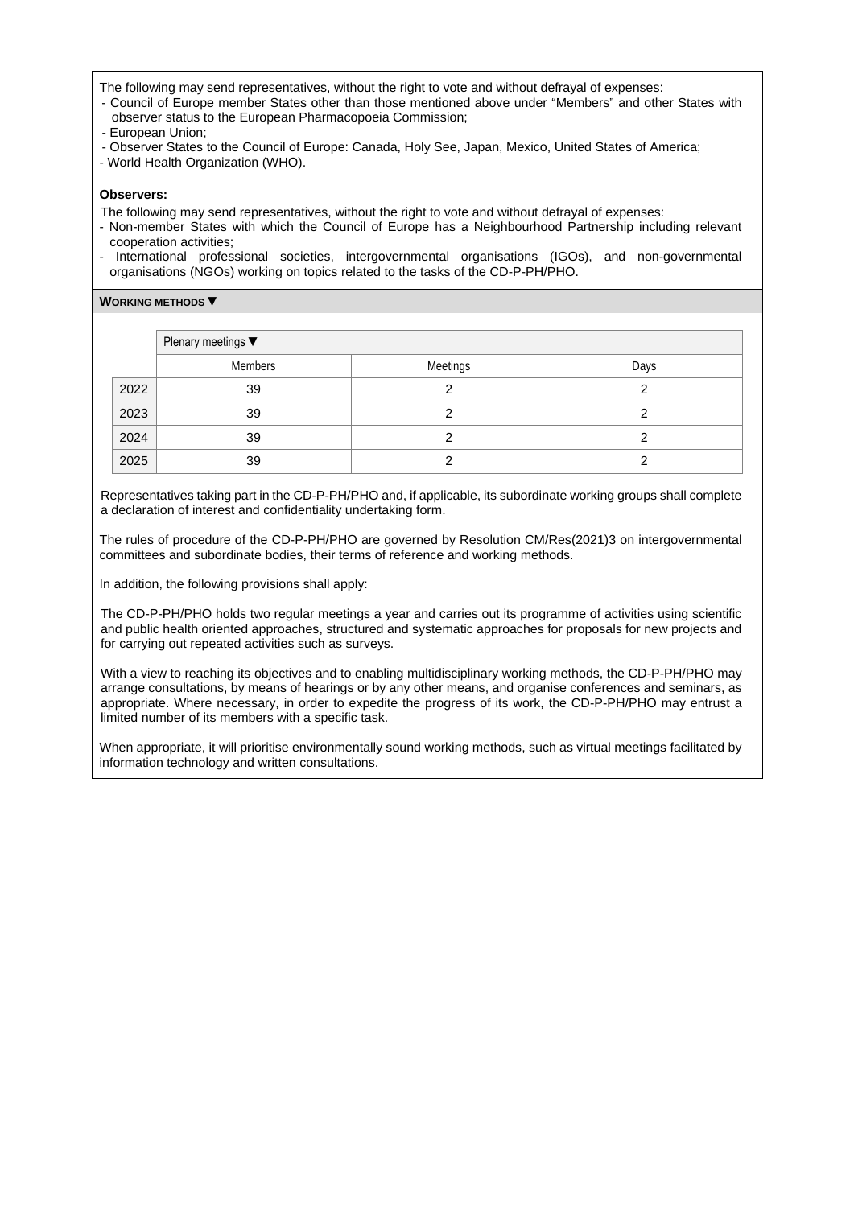The following may send representatives, without the right to vote and without defrayal of expenses:

- Council of Europe member States other than those mentioned above under "Members" and other States with observer status to the European Pharmacopoeia Commission;
- European Union;
- Observer States to the Council of Europe: Canada, Holy See, Japan, Mexico, United States of America;
- World Health Organization (WHO).

**Observers:**

The following may send representatives, without the right to vote and without defrayal of expenses:

- Non-member States with which the Council of Europe has a Neighbourhood Partnership including relevant cooperation activities;
- International professional societies, intergovernmental organisations (IGOs), and non-governmental organisations (NGOs) working on topics related to the tasks of the CD-P-PH/PHO.

**WORKING METHODS ▼**

| | Plenary meetings ▼ | | |
|---|---|---|---|
| | Members | Meetings | Days |
| 2022 | 39 | 2 | 2 |
| 2023 | 39 | 2 | 2 |
| 2024 | 39 | 2 | 2 |
| 2025 | 39 | 2 | 2 |

Representatives taking part in the CD-P-PH/PHO and, if applicable, its subordinate working groups shall complete a declaration of interest and confidentiality undertaking form.

The rules of procedure of the CD-P-PH/PHO are governed by Resolution CM/Res(2021)3 on intergovernmental committees and subordinate bodies, their terms of reference and working methods.

In addition, the following provisions shall apply:

The CD-P-PH/PHO holds two regular meetings a year and carries out its programme of activities using scientific and public health oriented approaches, structured and systematic approaches for proposals for new projects and for carrying out repeated activities such as surveys.

With a view to reaching its objectives and to enabling multidisciplinary working methods, the CD-P-PH/PHO may arrange consultations, by means of hearings or by any other means, and organise conferences and seminars, as appropriate. Where necessary, in order to expedite the progress of its work, the CD-P-PH/PHO may entrust a limited number of its members with a specific task.

When appropriate, it will prioritise environmentally sound working methods, such as virtual meetings facilitated by information technology and written consultations.